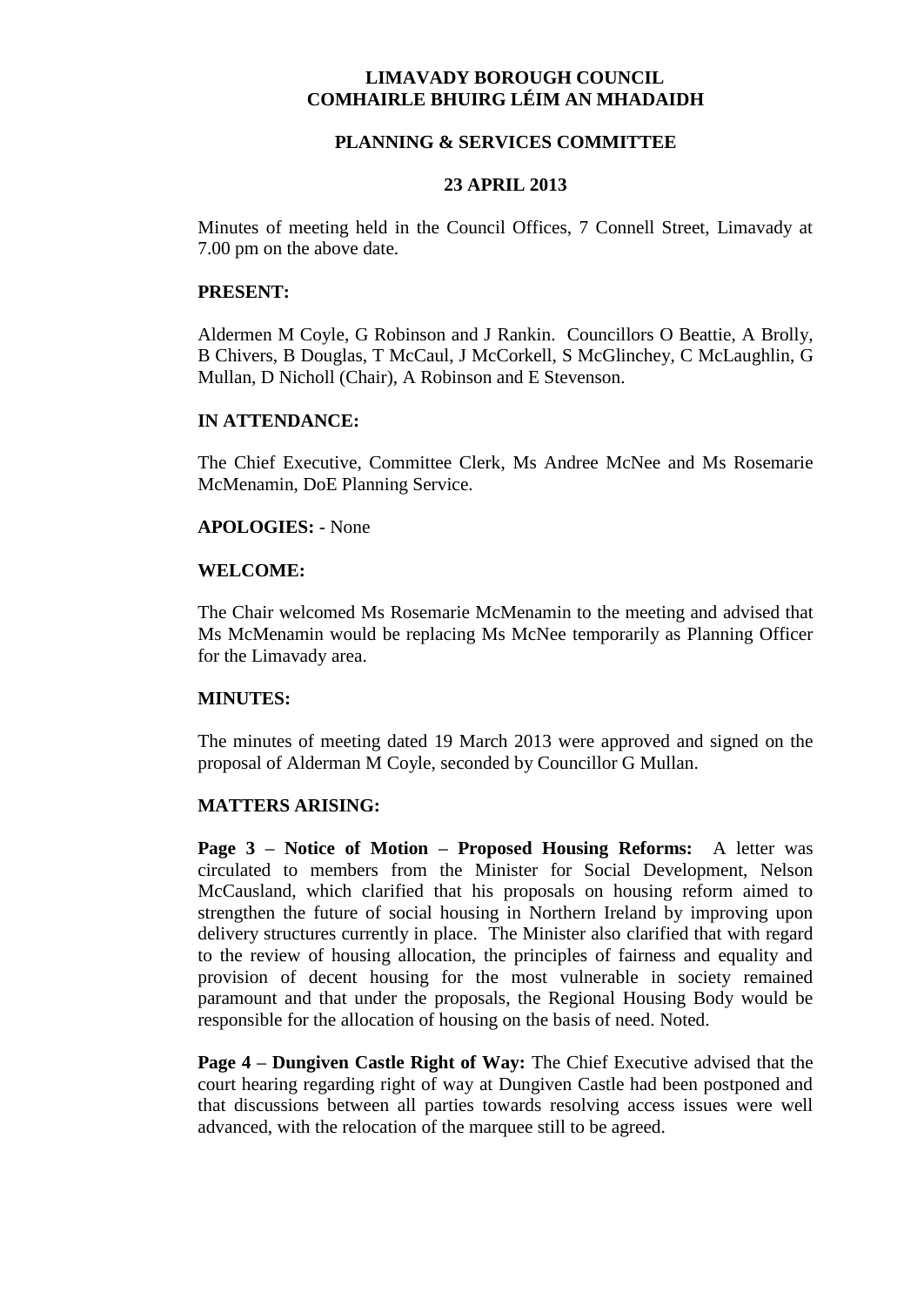# LIMAVADY BOROUGH COUNCIL
# COMHAIRLE BHUIRG LÉIM AN MHADAIDH

## PLANNING & SERVICES COMMITTEE

## 23 APRIL 2013

Minutes of meeting held in the Council Offices, 7 Connell Street, Limavady at 7.00 pm on the above date.

**PRESENT:**

Aldermen M Coyle, G Robinson and J Rankin. Councillors O Beattie, A Brolly, B Chivers, B Douglas, T McCaul, J McCorkell, S McGlinchey, C McLaughlin, G Mullan, D Nicholl (Chair), A Robinson and E Stevenson.

**IN ATTENDANCE:**

The Chief Executive, Committee Clerk, Ms Andree McNee and Ms Rosemarie McMenamin, DoE Planning Service.

**APOLOGIES:** - None

**WELCOME:**

The Chair welcomed Ms Rosemarie McMenamin to the meeting and advised that Ms McMenamin would be replacing Ms McNee temporarily as Planning Officer for the Limavady area.

**MINUTES:**

The minutes of meeting dated 19 March 2013 were approved and signed on the proposal of Alderman M Coyle, seconded by Councillor G Mullan.

**MATTERS ARISING:**

**Page 3 – Notice of Motion – Proposed Housing Reforms:** A letter was circulated to members from the Minister for Social Development, Nelson McCausland, which clarified that his proposals on housing reform aimed to strengthen the future of social housing in Northern Ireland by improving upon delivery structures currently in place. The Minister also clarified that with regard to the review of housing allocation, the principles of fairness and equality and provision of decent housing for the most vulnerable in society remained paramount and that under the proposals, the Regional Housing Body would be responsible for the allocation of housing on the basis of need. Noted.

**Page 4 – Dungiven Castle Right of Way:** The Chief Executive advised that the court hearing regarding right of way at Dungiven Castle had been postponed and that discussions between all parties towards resolving access issues were well advanced, with the relocation of the marquee still to be agreed.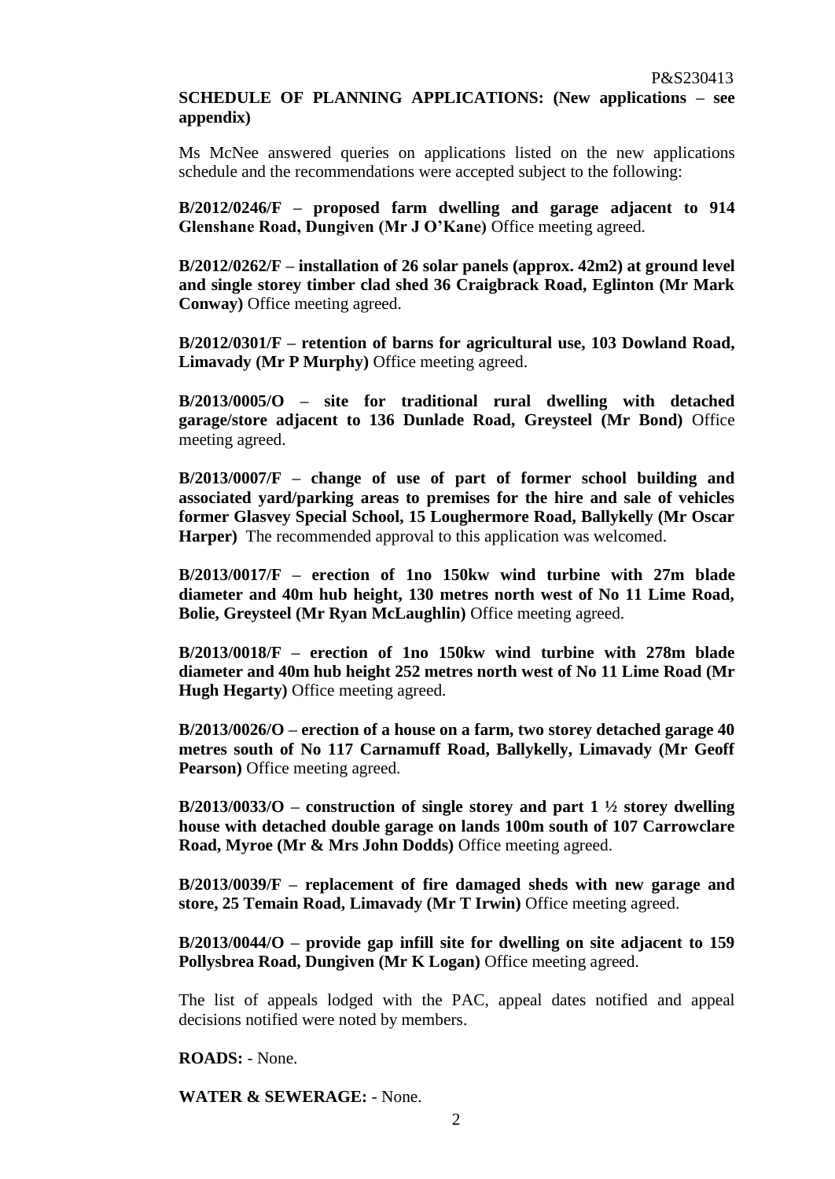**SCHEDULE OF PLANNING APPLICATIONS: (New applications – see appendix)**

Ms McNee answered queries on applications listed on the new applications schedule and the recommendations were accepted subject to the following:

**B/2012/0246/F – proposed farm dwelling and garage adjacent to 914 Glenshane Road, Dungiven (Mr J O'Kane)** Office meeting agreed.

**B/2012/0262/F – installation of 26 solar panels (approx. 42m2) at ground level and single storey timber clad shed 36 Craigbrack Road, Eglinton (Mr Mark Conway)** Office meeting agreed.

**B/2012/0301/F – retention of barns for agricultural use, 103 Dowland Road, Limavady (Mr P Murphy)** Office meeting agreed.

**B/2013/0005/O – site for traditional rural dwelling with detached garage/store adjacent to 136 Dunlade Road, Greysteel (Mr Bond)** Office meeting agreed.

**B/2013/0007/F – change of use of part of former school building and associated yard/parking areas to premises for the hire and sale of vehicles former Glasvey Special School, 15 Loughermore Road, Ballykelly (Mr Oscar Harper)** The recommended approval to this application was welcomed.

**B/2013/0017/F – erection of 1no 150kw wind turbine with 27m blade diameter and 40m hub height, 130 metres north west of No 11 Lime Road, Bolie, Greysteel (Mr Ryan McLaughlin)** Office meeting agreed.

**B/2013/0018/F – erection of 1no 150kw wind turbine with 278m blade diameter and 40m hub height 252 metres north west of No 11 Lime Road (Mr Hugh Hegarty)** Office meeting agreed.

**B/2013/0026/O – erection of a house on a farm, two storey detached garage 40 metres south of No 117 Carnamuff Road, Ballykelly, Limavady (Mr Geoff Pearson)** Office meeting agreed.

**B/2013/0033/O – construction of single storey and part 1 ½ storey dwelling house with detached double garage on lands 100m south of 107 Carrowclare Road, Myroe (Mr & Mrs John Dodds)** Office meeting agreed.

**B/2013/0039/F – replacement of fire damaged sheds with new garage and store, 25 Temain Road, Limavady (Mr T Irwin)** Office meeting agreed.

**B/2013/0044/O – provide gap infill site for dwelling on site adjacent to 159 Pollysbrea Road, Dungiven (Mr K Logan)** Office meeting agreed.

The list of appeals lodged with the PAC, appeal dates notified and appeal decisions notified were noted by members.

**ROADS:** - None.

**WATER & SEWERAGE:** - None.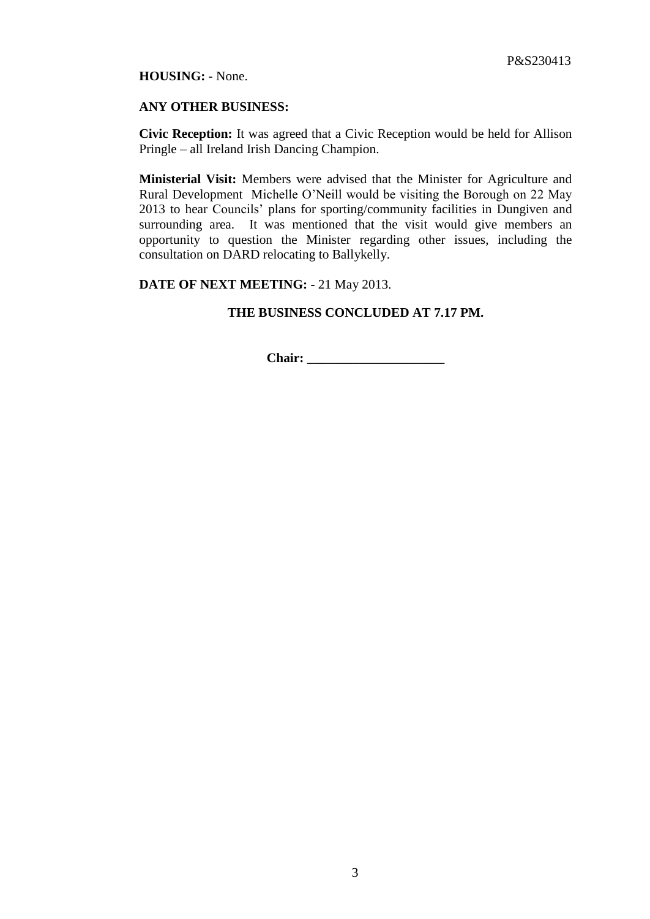**HOUSING:** - None.

**ANY OTHER BUSINESS:**

**Civic Reception:** It was agreed that a Civic Reception would be held for Allison Pringle – all Ireland Irish Dancing Champion.

**Ministerial Visit:** Members were advised that the Minister for Agriculture and Rural Development Michelle O'Neill would be visiting the Borough on 22 May 2013 to hear Councils' plans for sporting/community facilities in Dungiven and surrounding area. It was mentioned that the visit would give members an opportunity to question the Minister regarding other issues, including the consultation on DARD relocating to Ballykelly.

**DATE OF NEXT MEETING: -** 21 May 2013.

**THE BUSINESS CONCLUDED AT 7.17 PM.**

**Chair: _____________________**